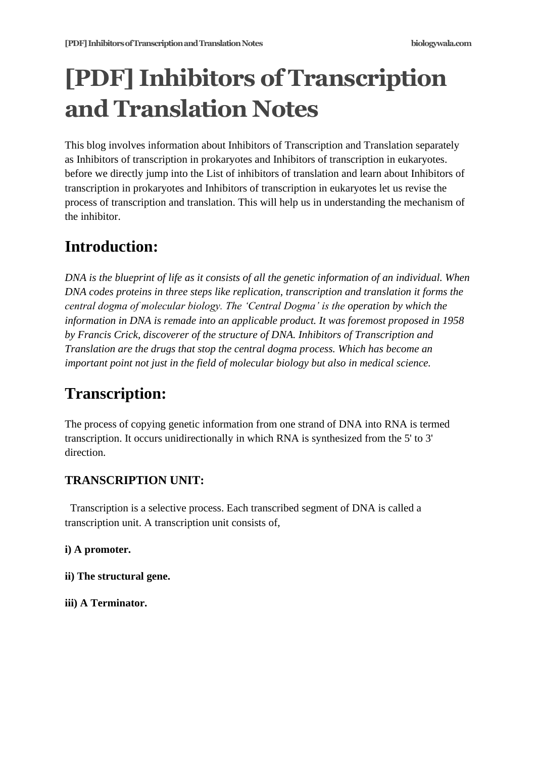# [PDF] Inhibitors of Transcription and Translation Notes

This blog involves information about Inhibitors of Transcription and Translation separately as Inhibitors of transcription in prokaryotes and Inhibitors of transcription in eukaryotes. before we directly jump into the List of inhibitors of translation and learn about Inhibitors of transcription in prokaryotes and Inhibitors of transcription in eukaryotes let us revise the process of transcription and translation. This will help us in understanding the mechanism of the inhibitor.

## Introduction:

*DNA is the blueprint of life as it consists of all the genetic information of an individual. When DNA codes proteins in three steps like replication, transcription and translation it forms the central dogma of molecular biology. The 'Central Dogma' is the operation by which the information in DNA is remade into an applicable product. It was foremost proposed in 1958 by Francis Crick, discoverer of the structure of DNA. Inhibitors of Transcription and Translation are the drugs that stop the central dogma process. Which has become an important point not just in the field of molecular biology but also in medical science.*

## Transcription:

The process of copying genetic information from one strand of DNA into RNA is termed transcription. It occurs unidirectionally in which RNA is synthesized from the 5' to 3' direction.

### TRANSCRIPTION UNIT:

Transcription is a selective process. Each transcribed segment of DNA is called a transcription unit. A transcription unit consists of,

**i) A promoter.**

**ii) The structural gene.**

**iii) A Terminator.**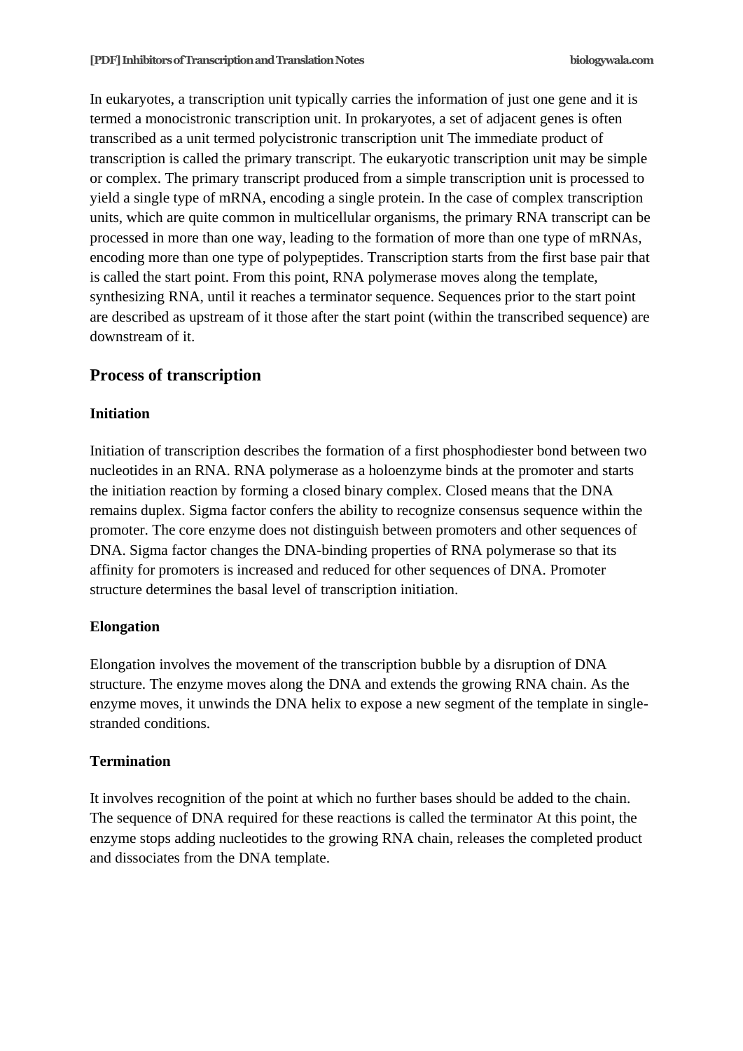In eukaryotes, a transcription unit typically carries the information of just one gene and it is termed a monocistronic transcription unit. In prokaryotes, a set of adjacent genes is often transcribed as a unit termed polycistronic transcription unit The immediate product of transcription is called the primary transcript. The eukaryotic transcription unit may be simple or complex. The primary transcript produced from a simple transcription unit is processed to yield a single type of mRNA, encoding a single protein. In the case of complex transcription units, which are quite common in multicellular organisms, the primary RNA transcript can be processed in more than one way, leading to the formation of more than one type of mRNAs, encoding more than one type of polypeptides. Transcription starts from the first base pair that is called the start point. From this point, RNA polymerase moves along the template, synthesizing RNA, until it reaches a terminator sequence. Sequences prior to the start point are described as upstream of it those after the start point (within the transcribed sequence) are downstream of it.

## Process of transcription

### Initiation

Initiation of transcription describes the formation of a first phosphodiester bond between two nucleotides in an RNA. RNA polymerase as a holoenzyme binds at the promoter and starts the initiation reaction by forming a closed binary complex. Closed means that the DNA remains duplex. Sigma factor confers the ability to recognize consensus sequence within the promoter. The core enzyme does not distinguish between promoters and other sequences of DNA. Sigma factor changes the DNA-binding properties of RNA polymerase so that its affinity for promoters is increased and reduced for other sequences of DNA. Promoter structure determines the basal level of transcription initiation.

### Elongation

Elongation involves the movement of the transcription bubble by a disruption of DNA structure. The enzyme moves along the DNA and extends the growing RNA chain. As the enzyme moves, it unwinds the DNA helix to expose a new segment of the template in single-stranded conditions.

### Termination

It involves recognition of the point at which no further bases should be added to the chain. The sequence of DNA required for these reactions is called the terminator At this point, the enzyme stops adding nucleotides to the growing RNA chain, releases the completed product and dissociates from the DNA template.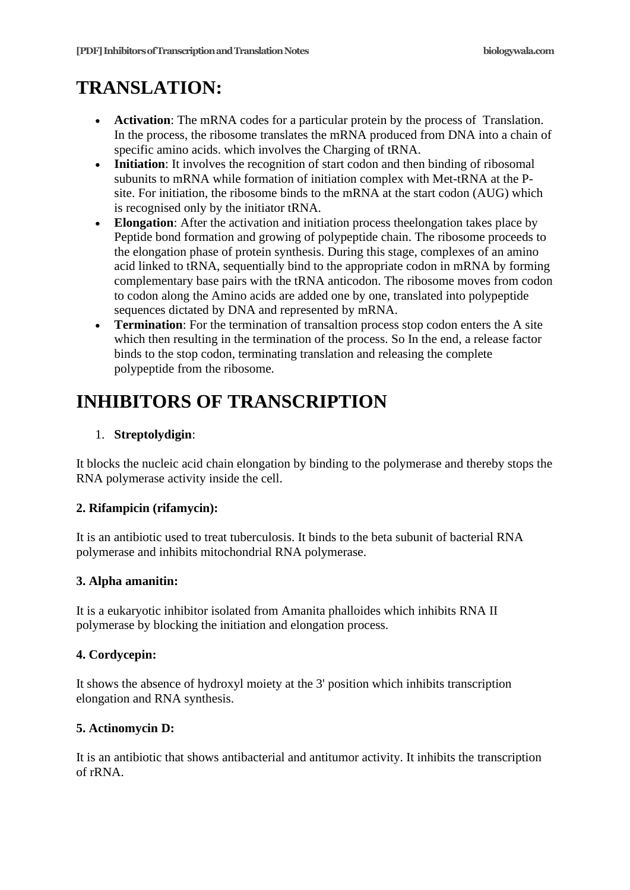# TRANSLATION:

- **Activation**: The mRNA codes for a particular protein by the process of  Translation. In the process, the ribosome translates the mRNA produced from DNA into a chain of specific amino acids. which involves the Charging of tRNA.
- **Initiation**: It involves the recognition of start codon and then binding of ribosomal subunits to mRNA while formation of initiation complex with Met-tRNA at the P-site. For initiation, the ribosome binds to the mRNA at the start codon (AUG) which is recognised only by the initiator tRNA.
- **Elongation**: After the activation and initiation process theelongation takes place by Peptide bond formation and growing of polypeptide chain. The ribosome proceeds to the elongation phase of protein synthesis. During this stage, complexes of an amino acid linked to tRNA, sequentially bind to the appropriate codon in mRNA by forming complementary base pairs with the tRNA anticodon. The ribosome moves from codon to codon along the Amino acids are added one by one, translated into polypeptide sequences dictated by DNA and represented by mRNA.
- **Termination**: For the termination of transaltion process stop codon enters the A site which then resulting in the termination of the process. So In the end, a release factor binds to the stop codon, terminating translation and releasing the complete polypeptide from the ribosome.

# INHIBITORS OF TRANSCRIPTION

1. **Streptolydigin**:

It blocks the nucleic acid chain elongation by binding to the polymerase and thereby stops the RNA polymerase activity inside the cell.

**2. Rifampicin (rifamycin):**

It is an antibiotic used to treat tuberculosis. It binds to the beta subunit of bacterial RNA polymerase and inhibits mitochondrial RNA polymerase.

**3. Alpha amanitin:**

It is a eukaryotic inhibitor isolated from Amanita phalloides which inhibits RNA II polymerase by blocking the initiation and elongation process.

**4. Cordycepin:**

It shows the absence of hydroxyl moiety at the 3' position which inhibits transcription elongation and RNA synthesis.

**5. Actinomycin D:**

It is an antibiotic that shows antibacterial and antitumor activity. It inhibits the transcription of rRNA.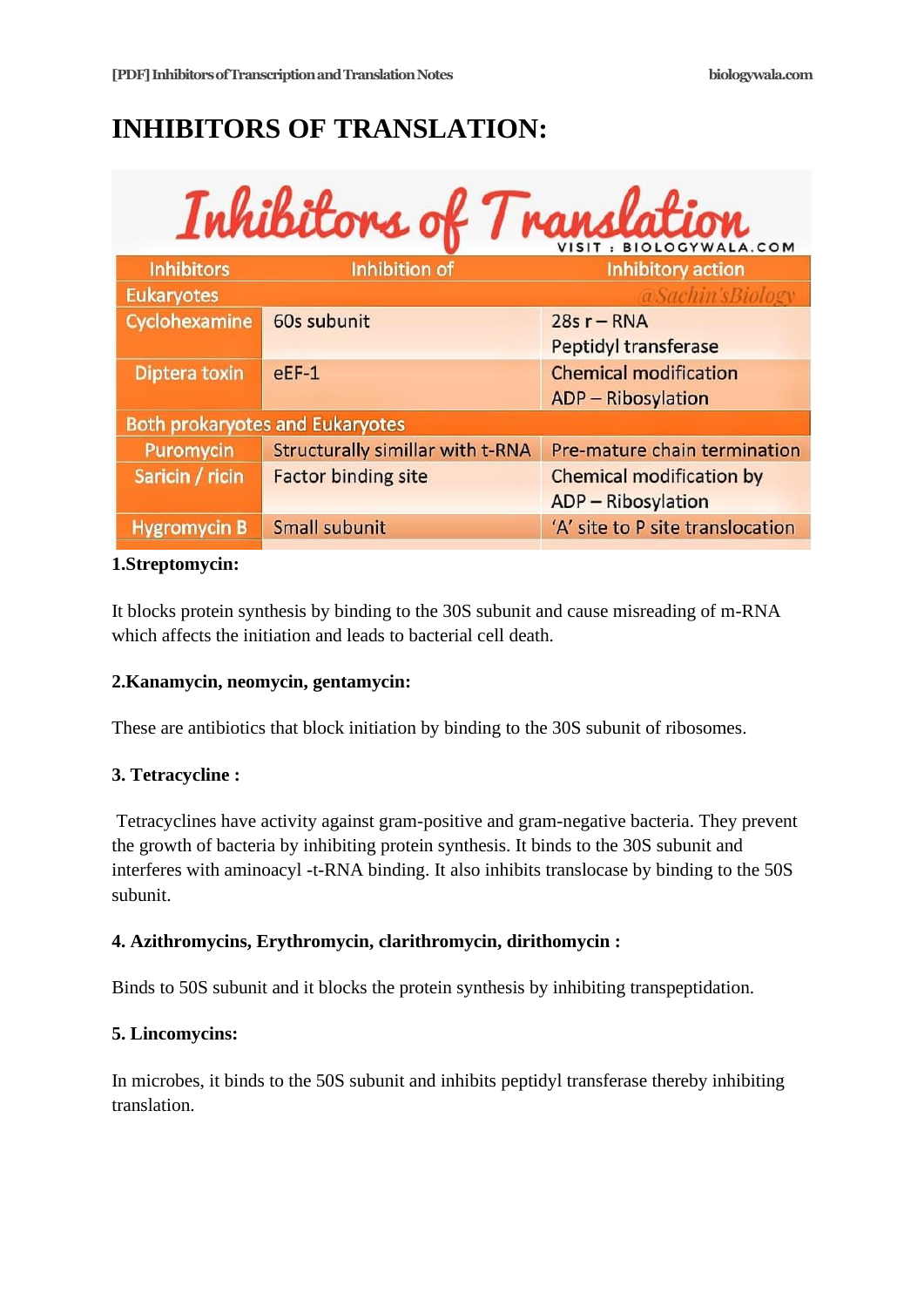# INHIBITORS OF TRANSLATION:

Inhibitors of Translation

VISIT : BIOLOGYWALA.COM

| Inhibitors | Inhibition of | Inhibitory action |
|---|---|---|
| Eukaryotes | | @Sachin'sBiology |
| Cyclohexamine | 60s subunit | 28s r – RNA Peptidyl transferase |
| Diptera toxin | eEF-1 | Chemical modification ADP – Ribosylation |
| Both prokaryotes and Eukaryotes | | |
| Puromycin | Structurally simillar with t-RNA | Pre-mature chain termination |
| Saricin / ricin | Factor binding site | Chemical modification by ADP – Ribosylation |
| Hygromycin B | Small subunit | 'A' site to P site translocation |

**1.Streptomycin:**

It blocks protein synthesis by binding to the 30S subunit and cause misreading of m-RNA which affects the initiation and leads to bacterial cell death.

**2.Kanamycin, neomycin, gentamycin:**

These are antibiotics that block initiation by binding to the 30S subunit of ribosomes.

**3. Tetracycline :**

Tetracyclines have activity against gram-positive and gram-negative bacteria. They prevent the growth of bacteria by inhibiting protein synthesis. It binds to the 30S subunit and interferes with aminoacyl -t-RNA binding. It also inhibits translocase by binding to the 50S subunit.

**4. Azithromycins, Erythromycin, clarithromycin, dirithomycin :**

Binds to 50S subunit and it blocks the protein synthesis by inhibiting transpeptidation.

**5. Lincomycins:**

In microbes, it binds to the 50S subunit and inhibits peptidyl transferase thereby inhibiting translation.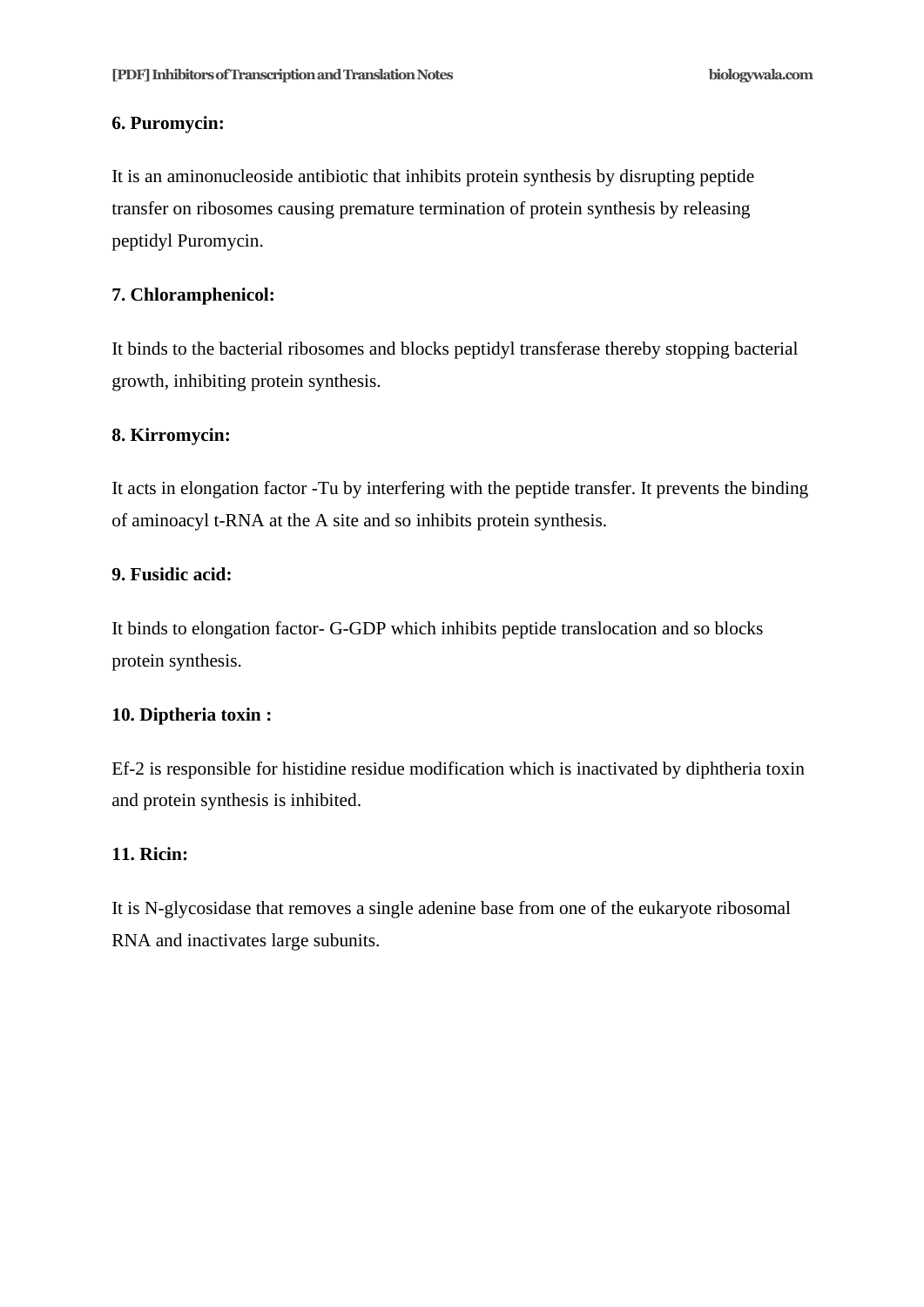**6. Puromycin:**

It is an aminonucleoside antibiotic that inhibits protein synthesis by disrupting peptide transfer on ribosomes causing premature termination of protein synthesis by releasing peptidyl Puromycin.

**7. Chloramphenicol:**

It binds to the bacterial ribosomes and blocks peptidyl transferase thereby stopping bacterial growth, inhibiting protein synthesis.

**8. Kirromycin:**

It acts in elongation factor -Tu by interfering with the peptide transfer. It prevents the binding of aminoacyl t-RNA at the A site and so inhibits protein synthesis.

**9. Fusidic acid:**

It binds to elongation factor- G-GDP which inhibits peptide translocation and so blocks protein synthesis.

**10. Diptheria toxin :**

Ef-2 is responsible for histidine residue modification which is inactivated by diphtheria toxin and protein synthesis is inhibited.

**11. Ricin:**

It is N-glycosidase that removes a single adenine base from one of the eukaryote ribosomal RNA and inactivates large subunits.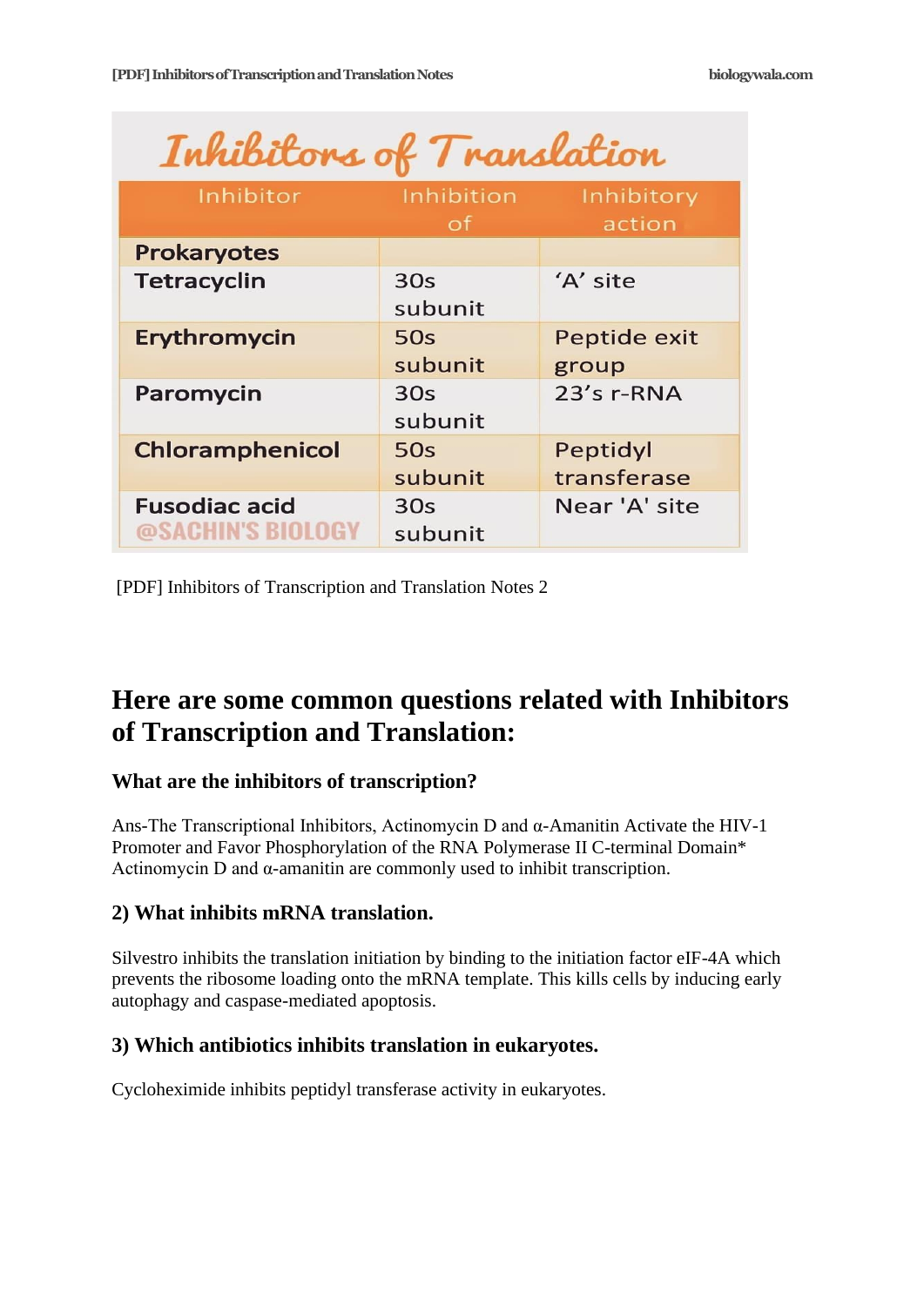## Inhibitors of Translation

| Inhibitor | Inhibition of | Inhibitory action |
|---|---|---|
| **Prokaryotes** | | |
| **Tetracyclin** | 30s subunit | 'A' site |
| **Erythromycin** | 50s subunit | Peptide exit group |
| **Paromycin** | 30s subunit | 23's r-RNA |
| **Chloramphenicol** | 50s subunit | Peptidyl transferase |
| **Fusodiac acid** @SACHIN'S BIOLOGY | 30s subunit | Near 'A' site |

[PDF] Inhibitors of Transcription and Translation Notes 2

## Here are some common questions related with Inhibitors of Transcription and Translation:

### What are the inhibitors of transcription?

Ans-The Transcriptional Inhibitors, Actinomycin D and α-Amanitin Activate the HIV-1 Promoter and Favor Phosphorylation of the RNA Polymerase II C-terminal Domain* Actinomycin D and α-amanitin are commonly used to inhibit transcription.

### 2) What inhibits mRNA translation.

Silvestro inhibits the translation initiation by binding to the initiation factor eIF-4A which prevents the ribosome loading onto the mRNA template. This kills cells by inducing early autophagy and caspase-mediated apoptosis.

### 3) Which antibiotics inhibits translation in eukaryotes.

Cycloheximide inhibits peptidyl transferase activity in eukaryotes.